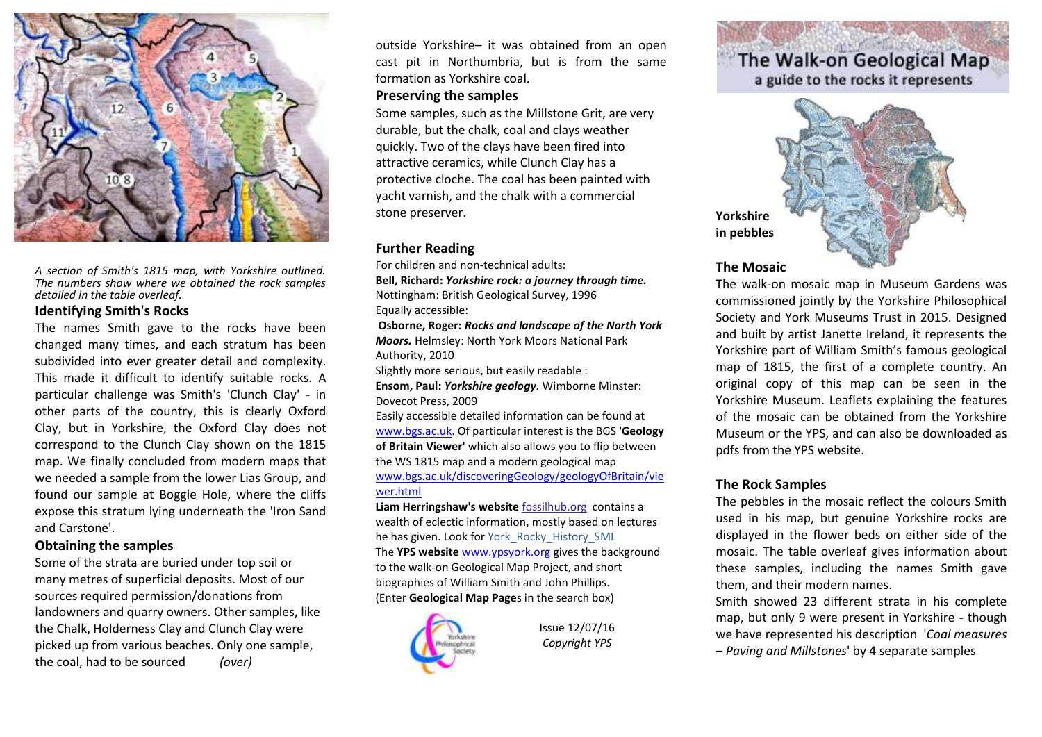A section of Smith's 1815 map, with Yorkshire outlined. The numbers show where we obtained the rock samples detailed in the table overleaf.

## Identifying Smith's Rocks

The names Smith gave to the rocks have been changed many times, and each stratum has been subdivided into ever greater detail and complexity. This made it difficult to identify suitable rocks. A particular challenge was Smith's 'Clunch Clay' - in other parts of the country, this is clearly Oxford Clay, but in Yorkshire, the Oxford Clay does not correspond to the Clunch Clay shown on the 1815 map. We finally concluded from modern maps that we needed a sample from the lower Lias Group, and found our sample at Boggle Hole, where the cliffs expose this stratum lying underneath the 'Iron Sand and Carstone'.

## Obtaining the samples

Some of the strata are buried under top soil or many metres of superficial deposits. Most of our sources required permission/donations from landowners and quarry owners. Other samples, like the Chalk, Holderness Clay and Clunch Clay were picked up from various beaches. Only one sample, the coal, had to be sourced *(over)* outside Yorkshire– it was obtained from an open cast pit in Northumbria, but is from the same formation as Yorkshire coal.

## Preserving the samples

Some samples, such as the Millstone Grit, are very durable, but the chalk, coal and clays weather quickly. Two of the clays have been fired into attractive ceramics, while Clunch Clay has a protective cloche. The coal has been painted with yacht varnish, and the chalk with a commercial stone preserver.

## Further Reading

For children and non-technical adults:

**Bell, Richard:** ***Yorkshire rock: a journey through time.*** Nottingham: British Geological Survey, 1996

Equally accessible:

**Osborne, Roger:** ***Rocks and landscape of the North York Moors.*** Helmsley: North York Moors National Park Authority, 2010

Slightly more serious, but easily readable :

**Ensom, Paul:** ***Yorkshire geology.*** Wimborne Minster: Dovecot Press, 2009

Easily accessible detailed information can be found at www.bgs.ac.uk. Of particular interest is the BGS **'Geology of Britain Viewer'** which also allows you to flip between the WS 1815 map and a modern geological map www.bgs.ac.uk/discoveringGeology/geologyOfBritain/viewer.html

**Liam Herringshaw's website** fossilhub.org contains a wealth of eclectic information, mostly based on lectures he has given. Look for York_Rocky_History_SML

The **YPS website** www.ypsyork.org gives the background to the walk-on Geological Map Project, and short biographies of William Smith and John Phillips. (Enter **Geological Map Page**s in the search box)

Issue 12/07/16
*Copyright YPS*

# The Walk-on Geological Map
a guide to the rocks it represents

**Yorkshire in pebbles**

## The Mosaic

The walk-on mosaic map in Museum Gardens was commissioned jointly by the Yorkshire Philosophical Society and York Museums Trust in 2015. Designed and built by artist Janette Ireland, it represents the Yorkshire part of William Smith's famous geological map of 1815, the first of a complete country. An original copy of this map can be seen in the Yorkshire Museum. Leaflets explaining the features of the mosaic can be obtained from the Yorkshire Museum or the YPS, and can also be downloaded as pdfs from the YPS website.

## The Rock Samples

The pebbles in the mosaic reflect the colours Smith used in his map, but genuine Yorkshire rocks are displayed in the flower beds on either side of the mosaic. The table overleaf gives information about these samples, including the names Smith gave them, and their modern names.

Smith showed 23 different strata in his complete map, but only 9 were present in Yorkshire - though we have represented his description '*Coal measures – Paving and Millstones*' by 4 separate samples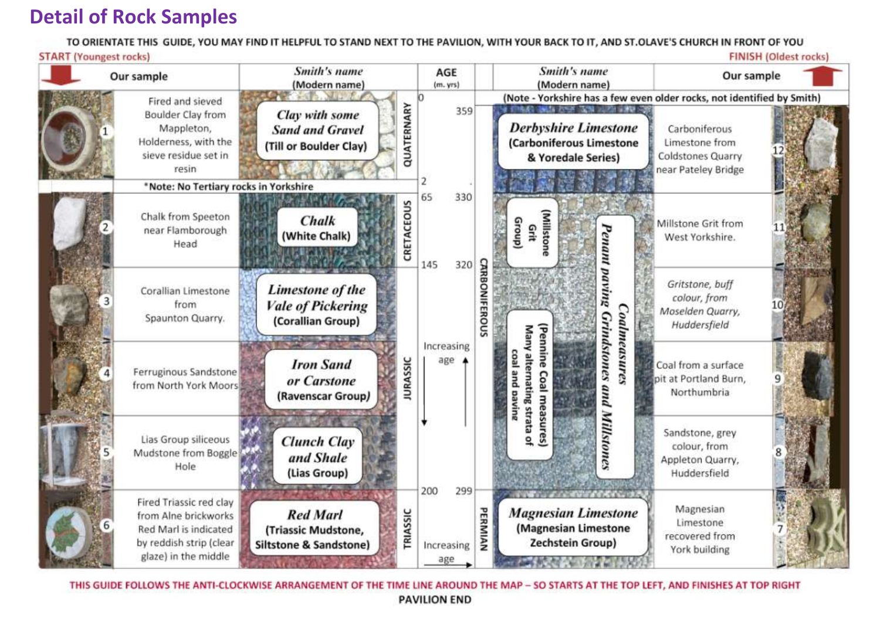## Detail of Rock Samples

TO ORIENTATE THIS GUIDE, YOU MAY FIND IT HELPFUL TO STAND NEXT TO THE PAVILION, WITH YOUR BACK TO IT, AND ST.OLAVE'S CHURCH IN FRONT OF YOU

START (Youngest rocks) — FINISH (Oldest rocks)

| No. | Our sample | Smith's name (Modern name) | Period | AGE (m. yrs) | AGE (m. yrs) | Period | Smith's name (Modern name) | Our sample | No. |
|---|---|---|---|---|---|---|---|---|---|
| | | | | 0 | | | (Note - Yorkshire has a few even older rocks, not identified by Smith) | | |
| 1 | Fired and sieved Boulder Clay from Mappleton, Holderness, with the sieve residue set in resin | *Clay with some Sand and Gravel* (Till or Boulder Clay) | QUATERNARY | 2 | 359 | CARBONIFEROUS | *Derbyshire Limestone* (Carboniferous Limestone & Yoredale Series) | Carboniferous Limestone from Coldstones Quarry near Pateley Bridge | 12 |
| | *Note: No Tertiary rocks in Yorkshire | | | 65 | 330 | | | | |
| 2 | Chalk from Speeton near Flamborough Head | *Chalk* (White Chalk) | CRETACEOUS | 145 | 320 | CARBONIFEROUS | *Coalmeasures Penant paving Grindstones and Millstones* (Millstone Grit Group) | Millstone Grit from West Yorkshire. | 11 |
| 3 | Corallian Limestone from Spaunton Quarry. | *Limestone of the Vale of Pickering* (Corallian Group) | JURASSIC | | | CARBONIFEROUS | *Coalmeasures Penant paving Grindstones and Millstones* (Pennine Coal measures) Many alternating strata of coal and bavine | *Gritstone, buff colour, from Moselden Quarry, Huddersfield* | 10 |
| 4 | Ferruginous Sandstone from North York Moors | *Iron Sand or Carstone* (Ravenscar Group) | JURASSIC | | | CARBONIFEROUS | | Coal from a surface pit at Portland Burn, Northumbria | 9 |
| 5 | Lias Group siliceous Mudstone from Boggle Hole | *Clunch Clay and Shale* (Lias Group) | JURASSIC | 200 | 299 | CARBONIFEROUS | | Sandstone, grey colour, from Appleton Quarry, Huddersfield | 8 |
| 6 | Fired Triassic red clay from Alne brickworks Red Marl is indicated by reddish strip (clear glaze) in the middle | *Red Marl* (Triassic Mudstone, Siltstone & Sandstone) | TRIASSIC | | | PERMIAN | *Magnesian Limestone* (Magnesian Limestone Zechstein Group) | Magnesian Limestone recovered from York building | 7 |

Increasing age ↓ — Increasing age ↑ — Increasing age →

THIS GUIDE FOLLOWS THE ANTI-CLOCKWISE ARRANGEMENT OF THE TIME LINE AROUND THE MAP – SO STARTS AT THE TOP LEFT, AND FINISHES AT TOP RIGHT

PAVILION END